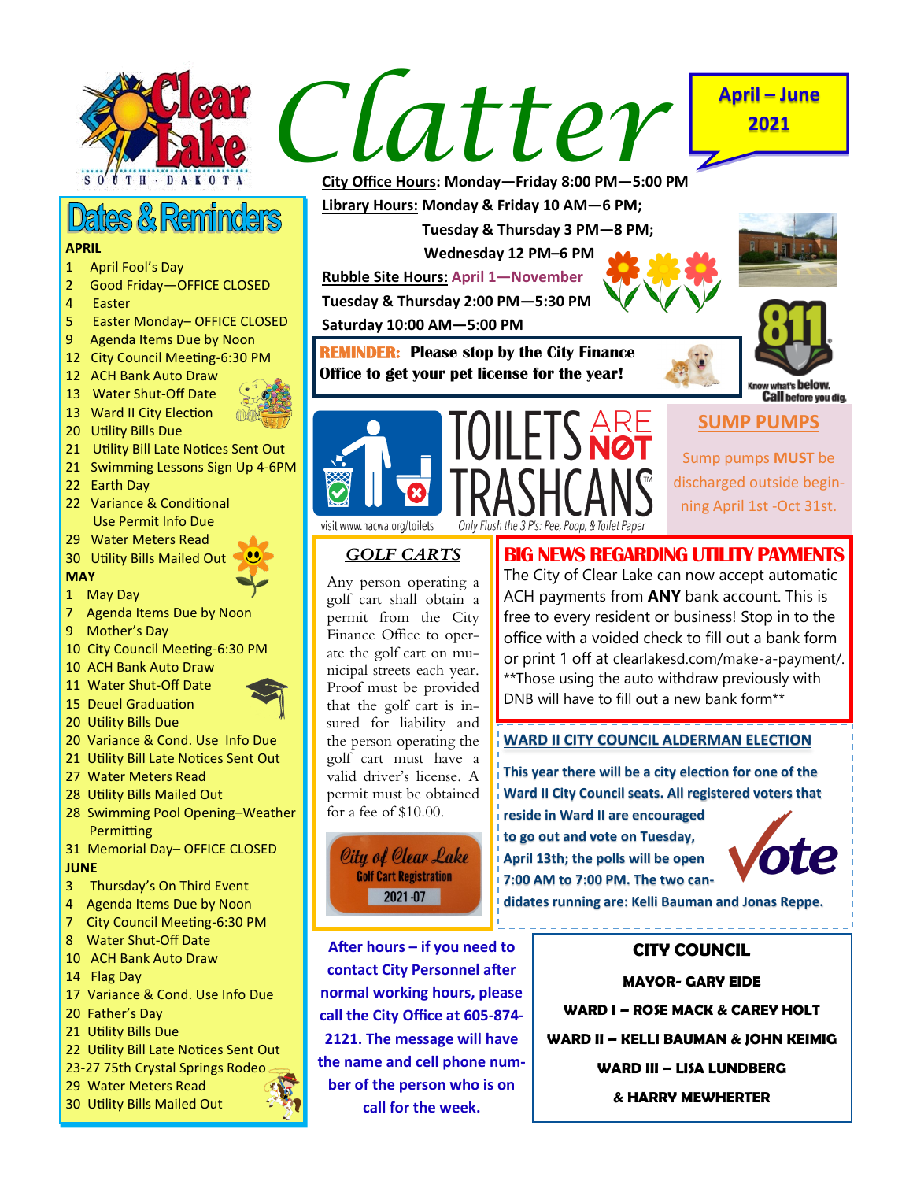# Clear Lake Clatter

**April – June 2021**

## Dates & Reminders

**APRIL**

- 1 April Fool's Day
- 2 Good Friday—OFFICE CLOSED
- 4 Easter
- 5 Easter Monday– OFFICE CLOSED
- 9 Agenda Items Due by Noon
- 12 City Council Meeting-6:30 PM
- 12 ACH Bank Auto Draw
- 13 Water Shut-Off Date
- 13 Ward II City Election
- 20 Utility Bills Due
- 21 Utility Bill Late Notices Sent Out
- 21 Swimming Lessons Sign Up 4-6PM
- 22 Earth Day
- 22 Variance & Conditional Use Permit Info Due
- 29 Water Meters Read
- 30 Utility Bills Mailed Out

**MAY**

- 1 May Day
- 7 Agenda Items Due by Noon
- 9 Mother's Day
- 10 City Council Meeting-6:30 PM
- 10 ACH Bank Auto Draw
- 11 Water Shut-Off Date
- 15 Deuel Graduation
- 20 Utility Bills Due
- 20 Variance & Cond. Use Info Due
- 21 Utility Bill Late Notices Sent Out
- 27 Water Meters Read
- 28 Utility Bills Mailed Out
- 28 Swimming Pool Opening–Weather Permitting
- 31 Memorial Day– OFFICE CLOSED

**JUNE**

- 3 Thursday's On Third Event
- 4 Agenda Items Due by Noon
- 7 City Council Meeting-6:30 PM
- 8 Water Shut-Off Date
- 10 ACH Bank Auto Draw
- 14 Flag Day
- 17 Variance & Cond. Use Info Due
- 20 Father's Day
- 21 Utility Bills Due
- 22 Utility Bill Late Notices Sent Out
- 23-27 75th Crystal Springs Rodeo
- 29 Water Meters Read
- 30 Utility Bills Mailed Out

**City Office Hours**: Monday—Friday 8:00 PM—5:00 PM

**Library Hours:** Monday & Friday 10 AM—6 PM; Tuesday & Thursday 3 PM—8 PM; Wednesday 12 PM–6 PM

**Rubble Site Hours:** April 1—November
Tuesday & Thursday 2:00 PM—5:30 PM
Saturday 10:00 AM—5:00 PM

**REMINDER: Please stop by the City Finance Office to get your pet license for the year!**

Know what's below. Call before you dig.

TOILETS ARE NOT TRASHCANS
Only Flush the 3 P's: Pee, Poop, & Toilet Paper
visit www.nacwa.org/toilets

## SUMP PUMPS

Sump pumps **MUST** be discharged outside beginning April 1st -Oct 31st.

## GOLF CARTS

Any person operating a golf cart shall obtain a permit from the City Finance Office to operate the golf cart on municipal streets each year. Proof must be provided that the golf cart is insured for liability and the person operating the golf cart must have a valid driver's license. A permit must be obtained for a fee of $10.00.

City of Clear Lake Golf Cart Registration 2021-07

## BIG NEWS REGARDING UTILITY PAYMENTS

The City of Clear Lake can now accept automatic ACH payments from **ANY** bank account. This is free to every resident or business! Stop in to the office with a voided check to fill out a bank form or print 1 off at clearlakesd.com/make-a-payment/. **Those using the auto withdraw previously with DNB will have to fill out a new bank form**

## WARD II CITY COUNCIL ALDERMAN ELECTION

This year there will be a city election for one of the Ward II City Council seats. All registered voters that reside in Ward II are encouraged to go out and vote on Tuesday, April 13th; the polls will be open 7:00 AM to 7:00 PM. The two candidates running are: Kelli Bauman and Jonas Reppe.

Vote

**After hours – if you need to contact City Personnel after normal working hours, please call the City Office at 605-874-2121. The message will have the name and cell phone number of the person who is on call for the week.**

## CITY COUNCIL

**MAYOR- GARY EIDE**

**WARD I – ROSE MACK & CAREY HOLT**

**WARD II – KELLI BAUMAN & JOHN KEIMIG**

**WARD III – LISA LUNDBERG & HARRY MEWHERTER**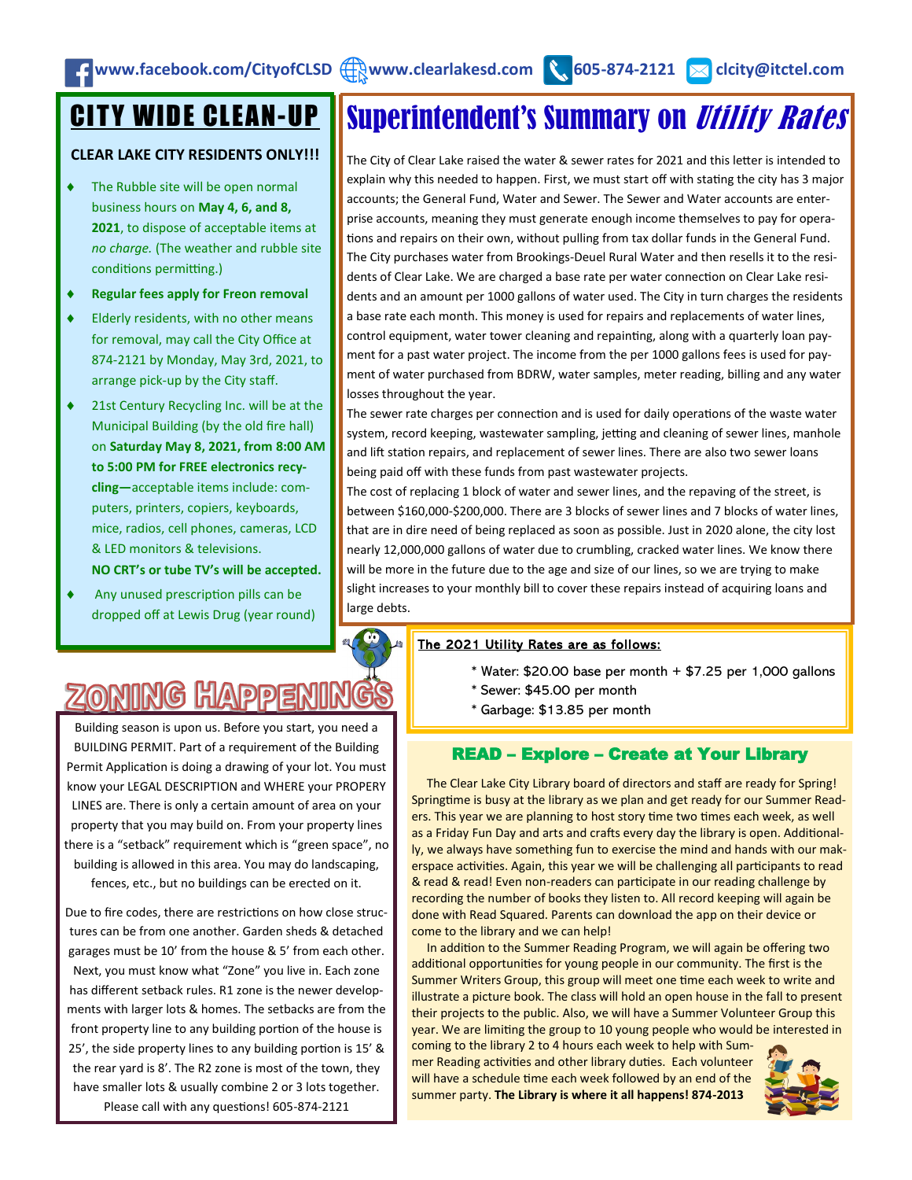www.facebook.com/CityofCLSD www.clearlakesd.com 605-874-2121 clcity@itctel.com

# CITY WIDE CLEAN-UP

**CLEAR LAKE CITY RESIDENTS ONLY!!!**

- The Rubble site will be open normal business hours on **May 4, 6, and 8, 2021**, to dispose of acceptable items at *no charge.* (The weather and rubble site conditions permitting.)
- **Regular fees apply for Freon removal**
- Elderly residents, with no other means for removal, may call the City Office at 874-2121 by Monday, May 3rd, 2021, to arrange pick-up by the City staff.
- 21st Century Recycling Inc. will be at the Municipal Building (by the old fire hall) on **Saturday May 8, 2021, from 8:00 AM to 5:00 PM for FREE electronics recycling—**acceptable items include: computers, printers, copiers, keyboards, mice, radios, cell phones, cameras, LCD & LED monitors & televisions.
  **NO CRT's or tube TV's will be accepted.**
- Any unused prescription pills can be dropped off at Lewis Drug (year round)

# Superintendent's Summary on *Utility Rates*

The City of Clear Lake raised the water & sewer rates for 2021 and this letter is intended to explain why this needed to happen. First, we must start off with stating the city has 3 major accounts; the General Fund, Water and Sewer. The Sewer and Water accounts are enterprise accounts, meaning they must generate enough income themselves to pay for operations and repairs on their own, without pulling from tax dollar funds in the General Fund. The City purchases water from Brookings-Deuel Rural Water and then resells it to the residents of Clear Lake. We are charged a base rate per water connection on Clear Lake residents and an amount per 1000 gallons of water used. The City in turn charges the residents a base rate each month. This money is used for repairs and replacements of water lines, control equipment, water tower cleaning and repainting, along with a quarterly loan payment for a past water project. The income from the per 1000 gallons fees is used for payment of water purchased from BDRW, water samples, meter reading, billing and any water losses throughout the year.

The sewer rate charges per connection and is used for daily operations of the waste water system, record keeping, wastewater sampling, jetting and cleaning of sewer lines, manhole and lift station repairs, and replacement of sewer lines. There are also two sewer loans being paid off with these funds from past wastewater projects.

The cost of replacing 1 block of water and sewer lines, and the repaving of the street, is between $160,000-$200,000. There are 3 blocks of sewer lines and 7 blocks of water lines, that are in dire need of being replaced as soon as possible. Just in 2020 alone, the city lost nearly 12,000,000 gallons of water due to crumbling, cracked water lines. We know there will be more in the future due to the age and size of our lines, so we are trying to make slight increases to your monthly bill to cover these repairs instead of acquiring loans and large debts.

**The 2021 Utility Rates are as follows:**

* Water: $20.00 base per month + $7.25 per 1,000 gallons
* Sewer: $45.00 per month
* Garbage: $13.85 per month

# ZONING HAPPENINGS

Building season is upon us. Before you start, you need a BUILDING PERMIT. Part of a requirement of the Building Permit Application is doing a drawing of your lot. You must know your LEGAL DESCRIPTION and WHERE your PROPERY LINES are. There is only a certain amount of area on your property that you may build on. From your property lines there is a "setback" requirement which is "green space", no building is allowed in this area. You may do landscaping, fences, etc., but no buildings can be erected on it.

Due to fire codes, there are restrictions on how close structures can be from one another. Garden sheds & detached garages must be 10' from the house & 5' from each other. Next, you must know what "Zone" you live in. Each zone has different setback rules. R1 zone is the newer developments with larger lots & homes. The setbacks are from the front property line to any building portion of the house is 25', the side property lines to any building portion is 15' & the rear yard is 8'. The R2 zone is most of the town, they have smaller lots & usually combine 2 or 3 lots together. Please call with any questions! 605-874-2121

# READ – Explore – Create at Your Library

The Clear Lake City Library board of directors and staff are ready for Spring! Springtime is busy at the library as we plan and get ready for our Summer Readers. This year we are planning to host story time two times each week, as well as a Friday Fun Day and arts and crafts every day the library is open. Additionally, we always have something fun to exercise the mind and hands with our makerspace activities. Again, this year we will be challenging all participants to read & read & read! Even non-readers can participate in our reading challenge by recording the number of books they listen to. All record keeping will again be done with Read Squared. Parents can download the app on their device or come to the library and we can help!

In addition to the Summer Reading Program, we will again be offering two additional opportunities for young people in our community. The first is the Summer Writers Group, this group will meet one time each week to write and illustrate a picture book. The class will hold an open house in the fall to present their projects to the public. Also, we will have a Summer Volunteer Group this year. We are limiting the group to 10 young people who would be interested in coming to the library 2 to 4 hours each week to help with Summer Reading activities and other library duties. Each volunteer will have a schedule time each week followed by an end of the summer party. **The Library is where it all happens! 874-2013**